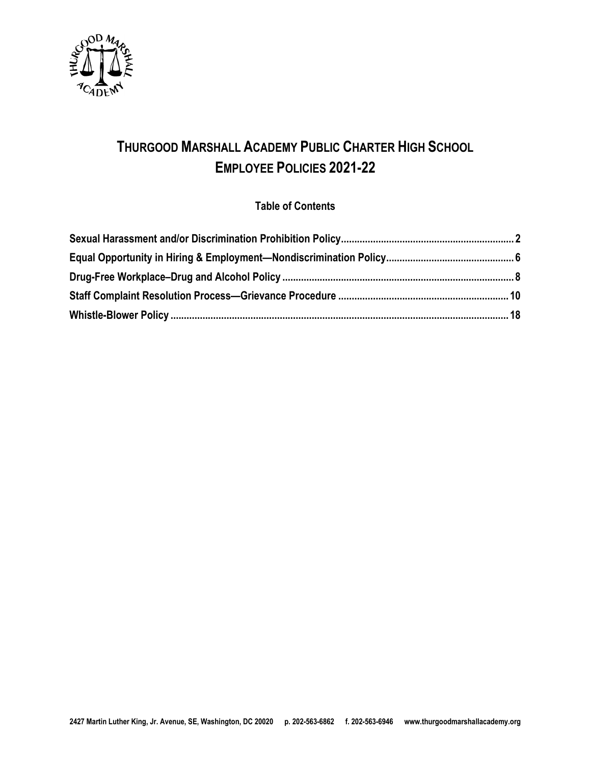# Thurgood Marshall Academy Public Charter High School
# Employee Policies 2021-22

**Table of Contents**

**Sexual Harassment and/or Discrimination Prohibition Policy** ...... 2
**Equal Opportunity in Hiring & Employment—Nondiscrimination Policy** ...... 6
**Drug-Free Workplace–Drug and Alcohol Policy** ...... 8
**Staff Complaint Resolution Process—Grievance Procedure** ...... 10
**Whistle-Blower Policy** ...... 18

2427 Martin Luther King, Jr. Avenue, SE, Washington, DC 20020 p. 202-563-6862 f. 202-563-6946 www.thurgoodmarshallacademy.org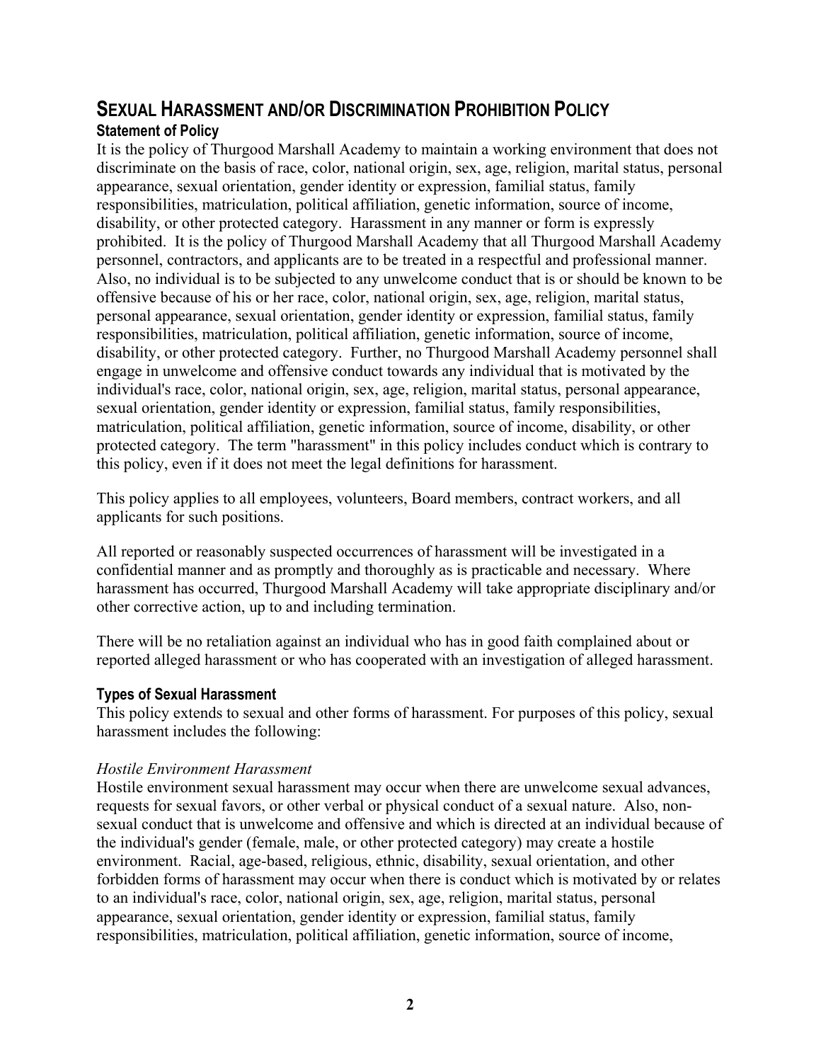## SEXUAL HARASSMENT AND/OR DISCRIMINATION PROHIBITION POLICY

### Statement of Policy

It is the policy of Thurgood Marshall Academy to maintain a working environment that does not discriminate on the basis of race, color, national origin, sex, age, religion, marital status, personal appearance, sexual orientation, gender identity or expression, familial status, family responsibilities, matriculation, political affiliation, genetic information, source of income, disability, or other protected category. Harassment in any manner or form is expressly prohibited. It is the policy of Thurgood Marshall Academy that all Thurgood Marshall Academy personnel, contractors, and applicants are to be treated in a respectful and professional manner. Also, no individual is to be subjected to any unwelcome conduct that is or should be known to be offensive because of his or her race, color, national origin, sex, age, religion, marital status, personal appearance, sexual orientation, gender identity or expression, familial status, family responsibilities, matriculation, political affiliation, genetic information, source of income, disability, or other protected category. Further, no Thurgood Marshall Academy personnel shall engage in unwelcome and offensive conduct towards any individual that is motivated by the individual's race, color, national origin, sex, age, religion, marital status, personal appearance, sexual orientation, gender identity or expression, familial status, family responsibilities, matriculation, political affiliation, genetic information, source of income, disability, or other protected category. The term "harassment" in this policy includes conduct which is contrary to this policy, even if it does not meet the legal definitions for harassment.

This policy applies to all employees, volunteers, Board members, contract workers, and all applicants for such positions.

All reported or reasonably suspected occurrences of harassment will be investigated in a confidential manner and as promptly and thoroughly as is practicable and necessary. Where harassment has occurred, Thurgood Marshall Academy will take appropriate disciplinary and/or other corrective action, up to and including termination.

There will be no retaliation against an individual who has in good faith complained about or reported alleged harassment or who has cooperated with an investigation of alleged harassment.

### Types of Sexual Harassment

This policy extends to sexual and other forms of harassment. For purposes of this policy, sexual harassment includes the following:

*Hostile Environment Harassment*

Hostile environment sexual harassment may occur when there are unwelcome sexual advances, requests for sexual favors, or other verbal or physical conduct of a sexual nature. Also, non-sexual conduct that is unwelcome and offensive and which is directed at an individual because of the individual's gender (female, male, or other protected category) may create a hostile environment. Racial, age-based, religious, ethnic, disability, sexual orientation, and other forbidden forms of harassment may occur when there is conduct which is motivated by or relates to an individual's race, color, national origin, sex, age, religion, marital status, personal appearance, sexual orientation, gender identity or expression, familial status, family responsibilities, matriculation, political affiliation, genetic information, source of income,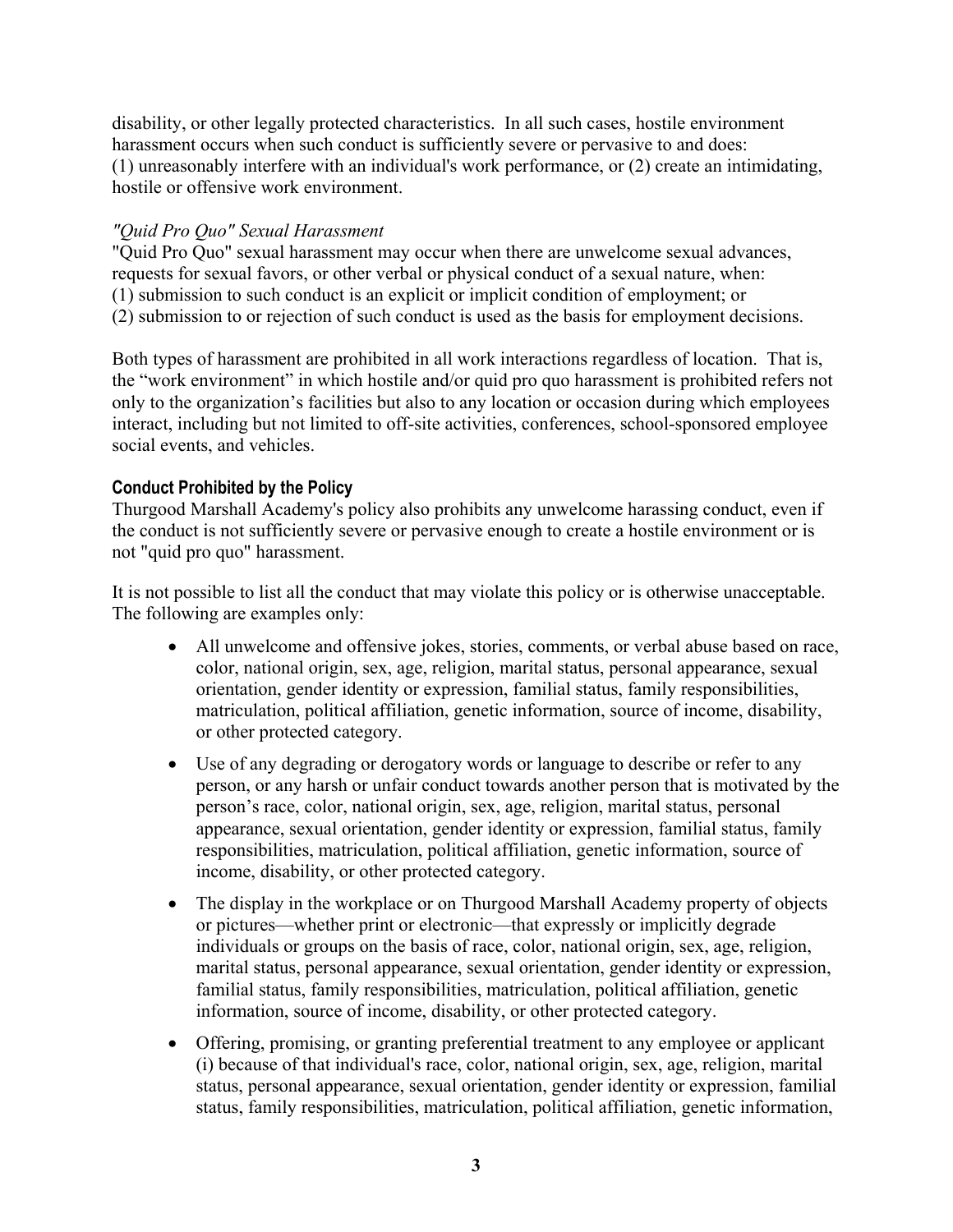disability, or other legally protected characteristics. In all such cases, hostile environment harassment occurs when such conduct is sufficiently severe or pervasive to and does: (1) unreasonably interfere with an individual's work performance, or (2) create an intimidating, hostile or offensive work environment.

*"Quid Pro Quo" Sexual Harassment*

"Quid Pro Quo" sexual harassment may occur when there are unwelcome sexual advances, requests for sexual favors, or other verbal or physical conduct of a sexual nature, when:
(1) submission to such conduct is an explicit or implicit condition of employment; or
(2) submission to or rejection of such conduct is used as the basis for employment decisions.

Both types of harassment are prohibited in all work interactions regardless of location. That is, the "work environment" in which hostile and/or quid pro quo harassment is prohibited refers not only to the organization's facilities but also to any location or occasion during which employees interact, including but not limited to off-site activities, conferences, school-sponsored employee social events, and vehicles.

**Conduct Prohibited by the Policy**

Thurgood Marshall Academy's policy also prohibits any unwelcome harassing conduct, even if the conduct is not sufficiently severe or pervasive enough to create a hostile environment or is not "quid pro quo" harassment.

It is not possible to list all the conduct that may violate this policy or is otherwise unacceptable. The following are examples only:

- All unwelcome and offensive jokes, stories, comments, or verbal abuse based on race, color, national origin, sex, age, religion, marital status, personal appearance, sexual orientation, gender identity or expression, familial status, family responsibilities, matriculation, political affiliation, genetic information, source of income, disability, or other protected category.
- Use of any degrading or derogatory words or language to describe or refer to any person, or any harsh or unfair conduct towards another person that is motivated by the person's race, color, national origin, sex, age, religion, marital status, personal appearance, sexual orientation, gender identity or expression, familial status, family responsibilities, matriculation, political affiliation, genetic information, source of income, disability, or other protected category.
- The display in the workplace or on Thurgood Marshall Academy property of objects or pictures—whether print or electronic—that expressly or implicitly degrade individuals or groups on the basis of race, color, national origin, sex, age, religion, marital status, personal appearance, sexual orientation, gender identity or expression, familial status, family responsibilities, matriculation, political affiliation, genetic information, source of income, disability, or other protected category.
- Offering, promising, or granting preferential treatment to any employee or applicant (i) because of that individual's race, color, national origin, sex, age, religion, marital status, personal appearance, sexual orientation, gender identity or expression, familial status, family responsibilities, matriculation, political affiliation, genetic information,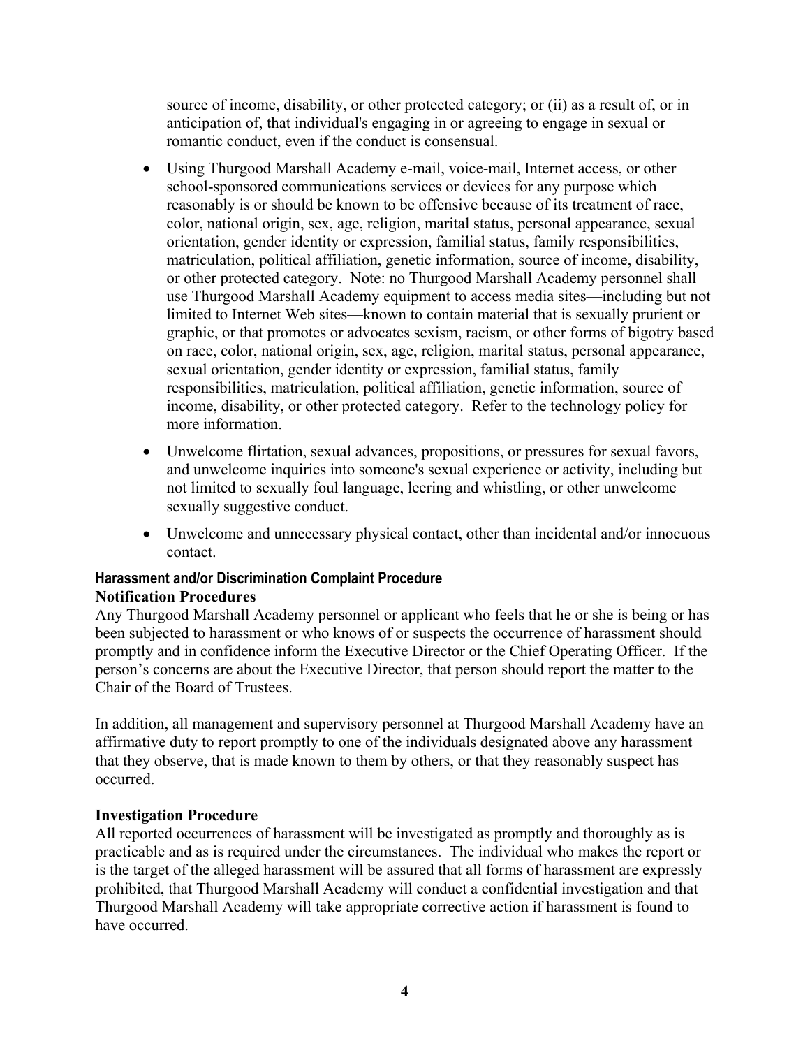source of income, disability, or other protected category; or (ii) as a result of, or in anticipation of, that individual's engaging in or agreeing to engage in sexual or romantic conduct, even if the conduct is consensual.

- Using Thurgood Marshall Academy e-mail, voice-mail, Internet access, or other school-sponsored communications services or devices for any purpose which reasonably is or should be known to be offensive because of its treatment of race, color, national origin, sex, age, religion, marital status, personal appearance, sexual orientation, gender identity or expression, familial status, family responsibilities, matriculation, political affiliation, genetic information, source of income, disability, or other protected category. Note: no Thurgood Marshall Academy personnel shall use Thurgood Marshall Academy equipment to access media sites—including but not limited to Internet Web sites—known to contain material that is sexually prurient or graphic, or that promotes or advocates sexism, racism, or other forms of bigotry based on race, color, national origin, sex, age, religion, marital status, personal appearance, sexual orientation, gender identity or expression, familial status, family responsibilities, matriculation, political affiliation, genetic information, source of income, disability, or other protected category. Refer to the technology policy for more information.
- Unwelcome flirtation, sexual advances, propositions, or pressures for sexual favors, and unwelcome inquiries into someone's sexual experience or activity, including but not limited to sexually foul language, leering and whistling, or other unwelcome sexually suggestive conduct.
- Unwelcome and unnecessary physical contact, other than incidental and/or innocuous contact.

## Harassment and/or Discrimination Complaint Procedure

### Notification Procedures

Any Thurgood Marshall Academy personnel or applicant who feels that he or she is being or has been subjected to harassment or who knows of or suspects the occurrence of harassment should promptly and in confidence inform the Executive Director or the Chief Operating Officer. If the person's concerns are about the Executive Director, that person should report the matter to the Chair of the Board of Trustees.

In addition, all management and supervisory personnel at Thurgood Marshall Academy have an affirmative duty to report promptly to one of the individuals designated above any harassment that they observe, that is made known to them by others, or that they reasonably suspect has occurred.

### Investigation Procedure

All reported occurrences of harassment will be investigated as promptly and thoroughly as is practicable and as is required under the circumstances. The individual who makes the report or is the target of the alleged harassment will be assured that all forms of harassment are expressly prohibited, that Thurgood Marshall Academy will conduct a confidential investigation and that Thurgood Marshall Academy will take appropriate corrective action if harassment is found to have occurred.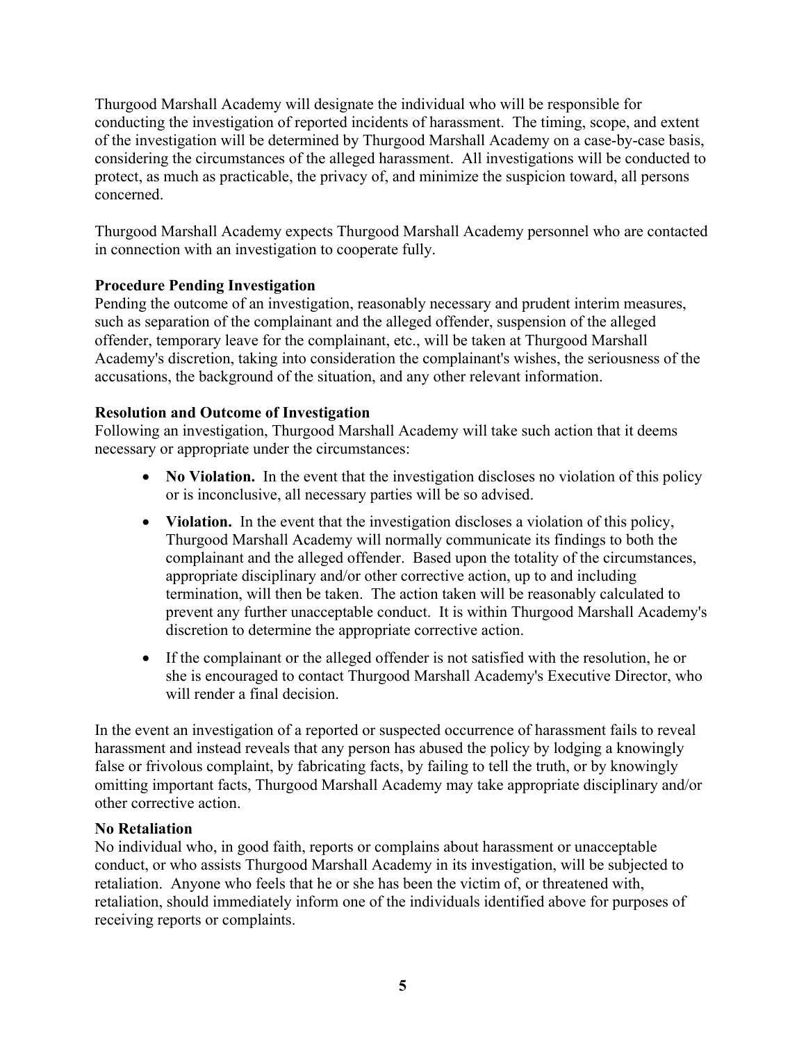Thurgood Marshall Academy will designate the individual who will be responsible for conducting the investigation of reported incidents of harassment. The timing, scope, and extent of the investigation will be determined by Thurgood Marshall Academy on a case-by-case basis, considering the circumstances of the alleged harassment. All investigations will be conducted to protect, as much as practicable, the privacy of, and minimize the suspicion toward, all persons concerned.

Thurgood Marshall Academy expects Thurgood Marshall Academy personnel who are contacted in connection with an investigation to cooperate fully.

**Procedure Pending Investigation**

Pending the outcome of an investigation, reasonably necessary and prudent interim measures, such as separation of the complainant and the alleged offender, suspension of the alleged offender, temporary leave for the complainant, etc., will be taken at Thurgood Marshall Academy's discretion, taking into consideration the complainant's wishes, the seriousness of the accusations, the background of the situation, and any other relevant information.

**Resolution and Outcome of Investigation**

Following an investigation, Thurgood Marshall Academy will take such action that it deems necessary or appropriate under the circumstances:

- **No Violation.** In the event that the investigation discloses no violation of this policy or is inconclusive, all necessary parties will be so advised.
- **Violation.** In the event that the investigation discloses a violation of this policy, Thurgood Marshall Academy will normally communicate its findings to both the complainant and the alleged offender. Based upon the totality of the circumstances, appropriate disciplinary and/or other corrective action, up to and including termination, will then be taken. The action taken will be reasonably calculated to prevent any further unacceptable conduct. It is within Thurgood Marshall Academy's discretion to determine the appropriate corrective action.
- If the complainant or the alleged offender is not satisfied with the resolution, he or she is encouraged to contact Thurgood Marshall Academy's Executive Director, who will render a final decision.

In the event an investigation of a reported or suspected occurrence of harassment fails to reveal harassment and instead reveals that any person has abused the policy by lodging a knowingly false or frivolous complaint, by fabricating facts, by failing to tell the truth, or by knowingly omitting important facts, Thurgood Marshall Academy may take appropriate disciplinary and/or other corrective action.

**No Retaliation**

No individual who, in good faith, reports or complains about harassment or unacceptable conduct, or who assists Thurgood Marshall Academy in its investigation, will be subjected to retaliation. Anyone who feels that he or she has been the victim of, or threatened with, retaliation, should immediately inform one of the individuals identified above for purposes of receiving reports or complaints.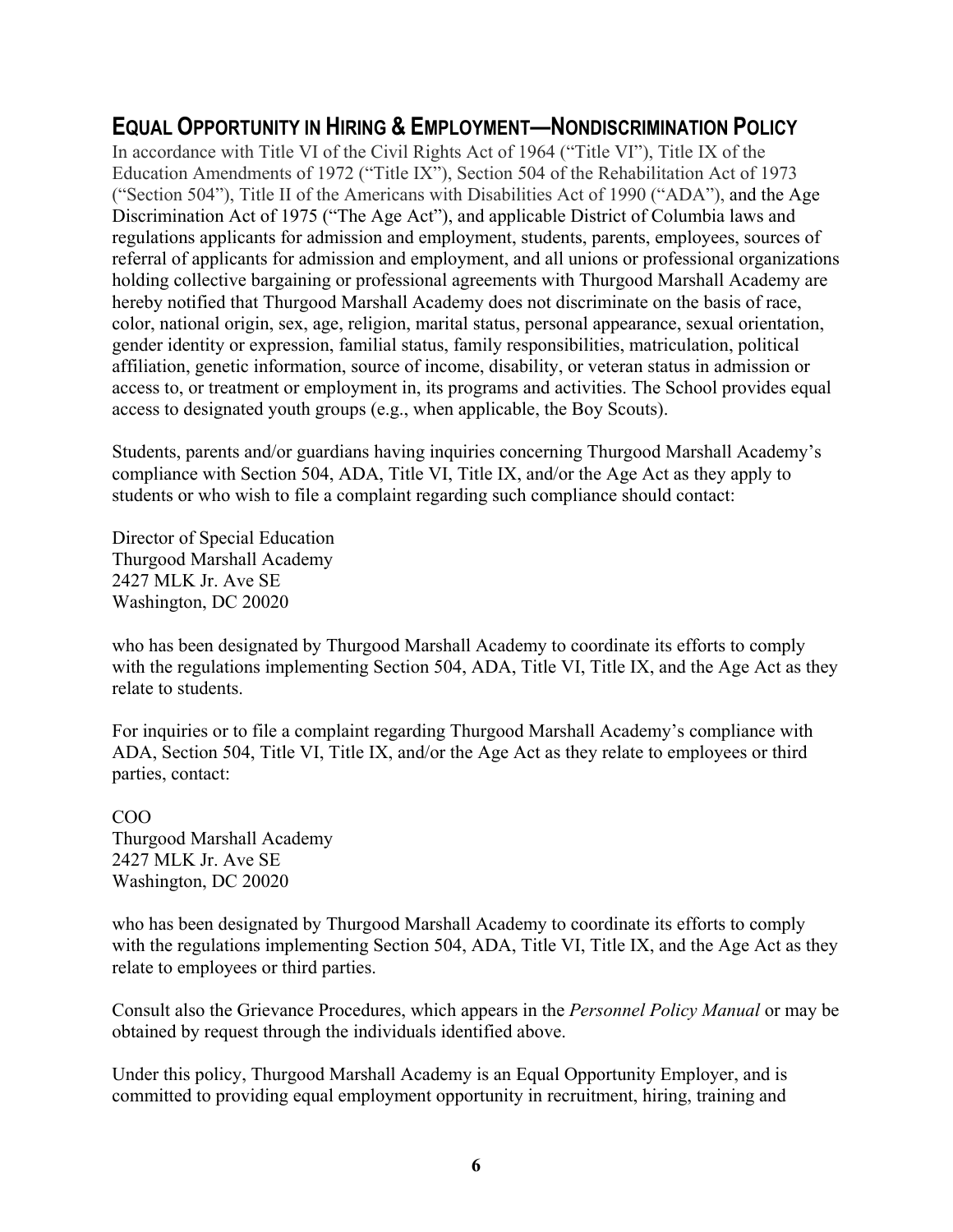## EQUAL OPPORTUNITY IN HIRING & EMPLOYMENT—NONDISCRIMINATION POLICY

In accordance with Title VI of the Civil Rights Act of 1964 ("Title VI"), Title IX of the Education Amendments of 1972 ("Title IX"), Section 504 of the Rehabilitation Act of 1973 ("Section 504"), Title II of the Americans with Disabilities Act of 1990 ("ADA"), and the Age Discrimination Act of 1975 ("The Age Act"), and applicable District of Columbia laws and regulations applicants for admission and employment, students, parents, employees, sources of referral of applicants for admission and employment, and all unions or professional organizations holding collective bargaining or professional agreements with Thurgood Marshall Academy are hereby notified that Thurgood Marshall Academy does not discriminate on the basis of race, color, national origin, sex, age, religion, marital status, personal appearance, sexual orientation, gender identity or expression, familial status, family responsibilities, matriculation, political affiliation, genetic information, source of income, disability, or veteran status in admission or access to, or treatment or employment in, its programs and activities. The School provides equal access to designated youth groups (e.g., when applicable, the Boy Scouts).

Students, parents and/or guardians having inquiries concerning Thurgood Marshall Academy's compliance with Section 504, ADA, Title VI, Title IX, and/or the Age Act as they apply to students or who wish to file a complaint regarding such compliance should contact:

Director of Special Education
Thurgood Marshall Academy
2427 MLK Jr. Ave SE
Washington, DC 20020

who has been designated by Thurgood Marshall Academy to coordinate its efforts to comply with the regulations implementing Section 504, ADA, Title VI, Title IX, and the Age Act as they relate to students.

For inquiries or to file a complaint regarding Thurgood Marshall Academy's compliance with ADA, Section 504, Title VI, Title IX, and/or the Age Act as they relate to employees or third parties, contact:

COO
Thurgood Marshall Academy
2427 MLK Jr. Ave SE
Washington, DC 20020

who has been designated by Thurgood Marshall Academy to coordinate its efforts to comply with the regulations implementing Section 504, ADA, Title VI, Title IX, and the Age Act as they relate to employees or third parties.

Consult also the Grievance Procedures, which appears in the *Personnel Policy Manual* or may be obtained by request through the individuals identified above.

Under this policy, Thurgood Marshall Academy is an Equal Opportunity Employer, and is committed to providing equal employment opportunity in recruitment, hiring, training and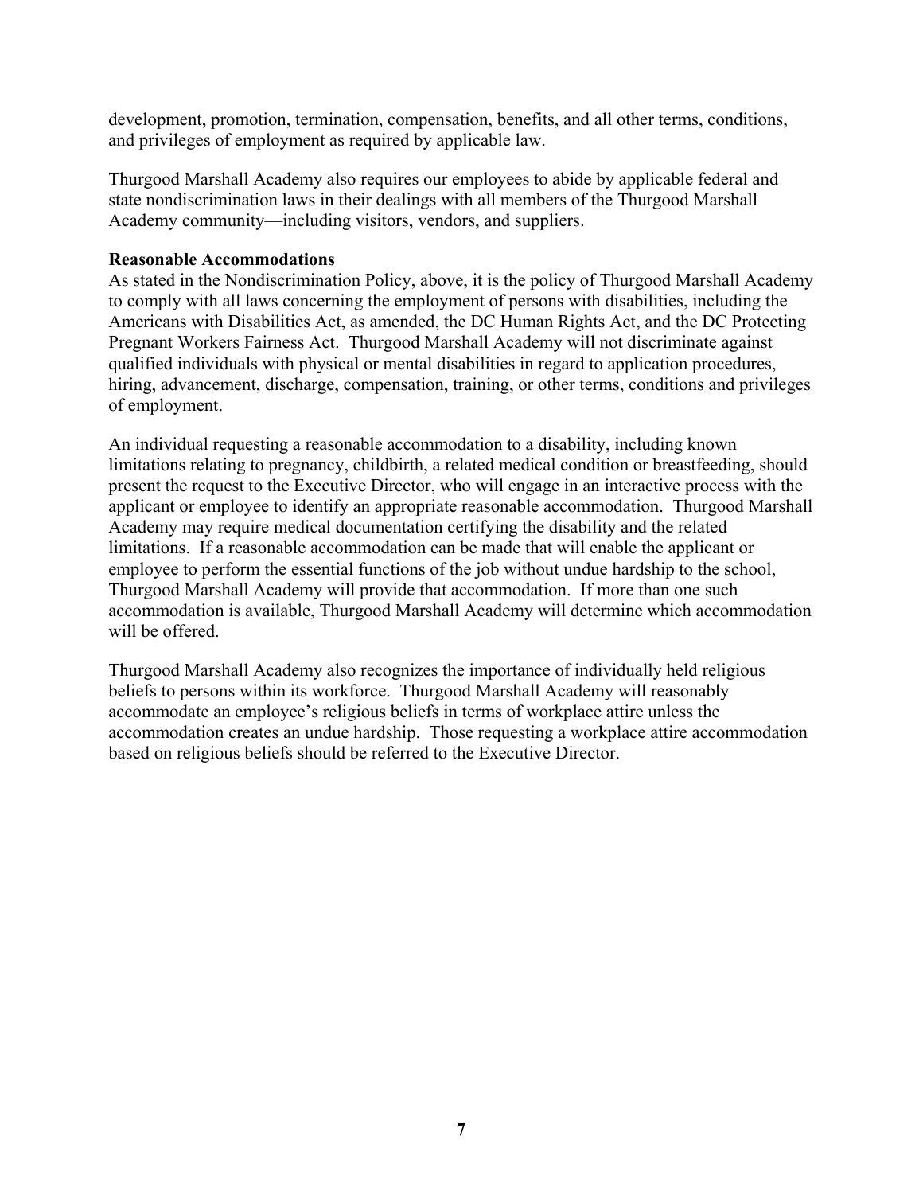development, promotion, termination, compensation, benefits, and all other terms, conditions, and privileges of employment as required by applicable law.

Thurgood Marshall Academy also requires our employees to abide by applicable federal and state nondiscrimination laws in their dealings with all members of the Thurgood Marshall Academy community—including visitors, vendors, and suppliers.

**Reasonable Accommodations**

As stated in the Nondiscrimination Policy, above, it is the policy of Thurgood Marshall Academy to comply with all laws concerning the employment of persons with disabilities, including the Americans with Disabilities Act, as amended, the DC Human Rights Act, and the DC Protecting Pregnant Workers Fairness Act. Thurgood Marshall Academy will not discriminate against qualified individuals with physical or mental disabilities in regard to application procedures, hiring, advancement, discharge, compensation, training, or other terms, conditions and privileges of employment.

An individual requesting a reasonable accommodation to a disability, including known limitations relating to pregnancy, childbirth, a related medical condition or breastfeeding, should present the request to the Executive Director, who will engage in an interactive process with the applicant or employee to identify an appropriate reasonable accommodation. Thurgood Marshall Academy may require medical documentation certifying the disability and the related limitations. If a reasonable accommodation can be made that will enable the applicant or employee to perform the essential functions of the job without undue hardship to the school, Thurgood Marshall Academy will provide that accommodation. If more than one such accommodation is available, Thurgood Marshall Academy will determine which accommodation will be offered.

Thurgood Marshall Academy also recognizes the importance of individually held religious beliefs to persons within its workforce. Thurgood Marshall Academy will reasonably accommodate an employee's religious beliefs in terms of workplace attire unless the accommodation creates an undue hardship. Those requesting a workplace attire accommodation based on religious beliefs should be referred to the Executive Director.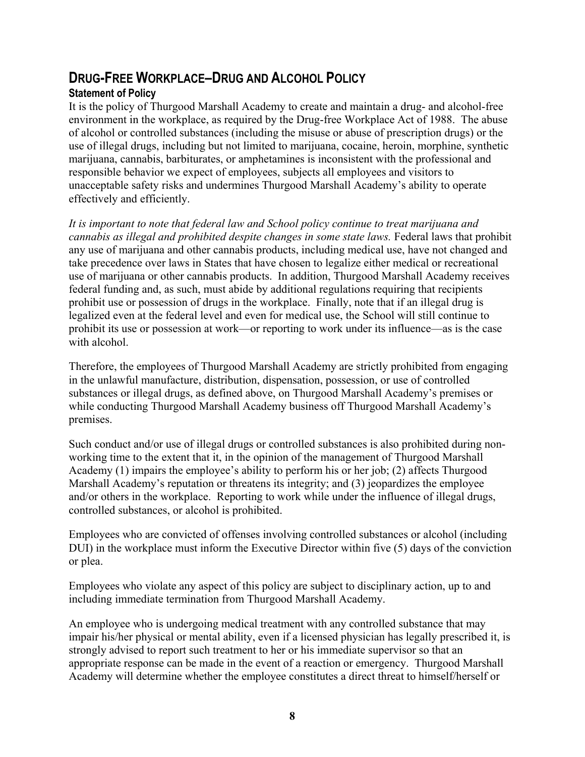## Drug-Free Workplace–Drug and Alcohol Policy

### Statement of Policy

It is the policy of Thurgood Marshall Academy to create and maintain a drug- and alcohol-free environment in the workplace, as required by the Drug-free Workplace Act of 1988. The abuse of alcohol or controlled substances (including the misuse or abuse of prescription drugs) or the use of illegal drugs, including but not limited to marijuana, cocaine, heroin, morphine, synthetic marijuana, cannabis, barbiturates, or amphetamines is inconsistent with the professional and responsible behavior we expect of employees, subjects all employees and visitors to unacceptable safety risks and undermines Thurgood Marshall Academy's ability to operate effectively and efficiently.

*It is important to note that federal law and School policy continue to treat marijuana and cannabis as illegal and prohibited despite changes in some state laws.* Federal laws that prohibit any use of marijuana and other cannabis products, including medical use, have not changed and take precedence over laws in States that have chosen to legalize either medical or recreational use of marijuana or other cannabis products. In addition, Thurgood Marshall Academy receives federal funding and, as such, must abide by additional regulations requiring that recipients prohibit use or possession of drugs in the workplace. Finally, note that if an illegal drug is legalized even at the federal level and even for medical use, the School will still continue to prohibit its use or possession at work—or reporting to work under its influence—as is the case with alcohol.

Therefore, the employees of Thurgood Marshall Academy are strictly prohibited from engaging in the unlawful manufacture, distribution, dispensation, possession, or use of controlled substances or illegal drugs, as defined above, on Thurgood Marshall Academy's premises or while conducting Thurgood Marshall Academy business off Thurgood Marshall Academy's premises.

Such conduct and/or use of illegal drugs or controlled substances is also prohibited during non-working time to the extent that it, in the opinion of the management of Thurgood Marshall Academy (1) impairs the employee's ability to perform his or her job; (2) affects Thurgood Marshall Academy's reputation or threatens its integrity; and (3) jeopardizes the employee and/or others in the workplace. Reporting to work while under the influence of illegal drugs, controlled substances, or alcohol is prohibited.

Employees who are convicted of offenses involving controlled substances or alcohol (including DUI) in the workplace must inform the Executive Director within five (5) days of the conviction or plea.

Employees who violate any aspect of this policy are subject to disciplinary action, up to and including immediate termination from Thurgood Marshall Academy.

An employee who is undergoing medical treatment with any controlled substance that may impair his/her physical or mental ability, even if a licensed physician has legally prescribed it, is strongly advised to report such treatment to her or his immediate supervisor so that an appropriate response can be made in the event of a reaction or emergency. Thurgood Marshall Academy will determine whether the employee constitutes a direct threat to himself/herself or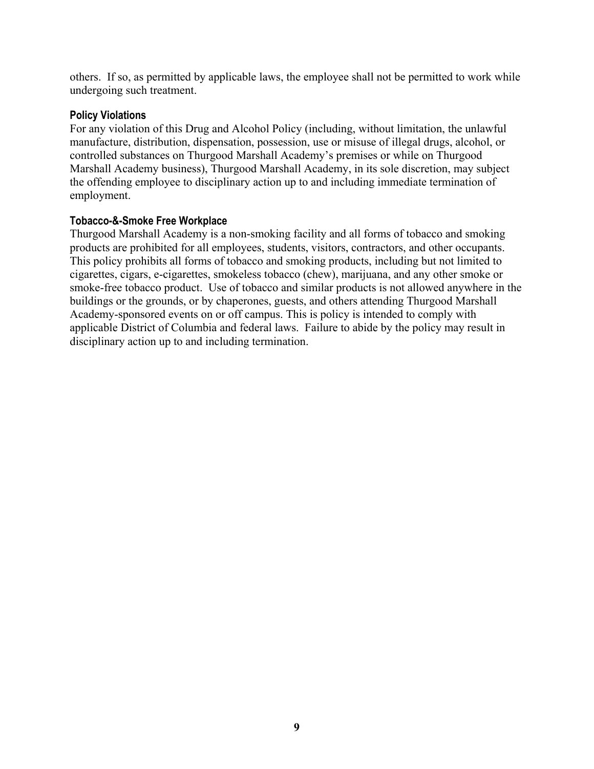others. If so, as permitted by applicable laws, the employee shall not be permitted to work while undergoing such treatment.

### Policy Violations

For any violation of this Drug and Alcohol Policy (including, without limitation, the unlawful manufacture, distribution, dispensation, possession, use or misuse of illegal drugs, alcohol, or controlled substances on Thurgood Marshall Academy's premises or while on Thurgood Marshall Academy business), Thurgood Marshall Academy, in its sole discretion, may subject the offending employee to disciplinary action up to and including immediate termination of employment.

### Tobacco-&-Smoke Free Workplace

Thurgood Marshall Academy is a non-smoking facility and all forms of tobacco and smoking products are prohibited for all employees, students, visitors, contractors, and other occupants. This policy prohibits all forms of tobacco and smoking products, including but not limited to cigarettes, cigars, e-cigarettes, smokeless tobacco (chew), marijuana, and any other smoke or smoke-free tobacco product. Use of tobacco and similar products is not allowed anywhere in the buildings or the grounds, or by chaperones, guests, and others attending Thurgood Marshall Academy-sponsored events on or off campus. This is policy is intended to comply with applicable District of Columbia and federal laws. Failure to abide by the policy may result in disciplinary action up to and including termination.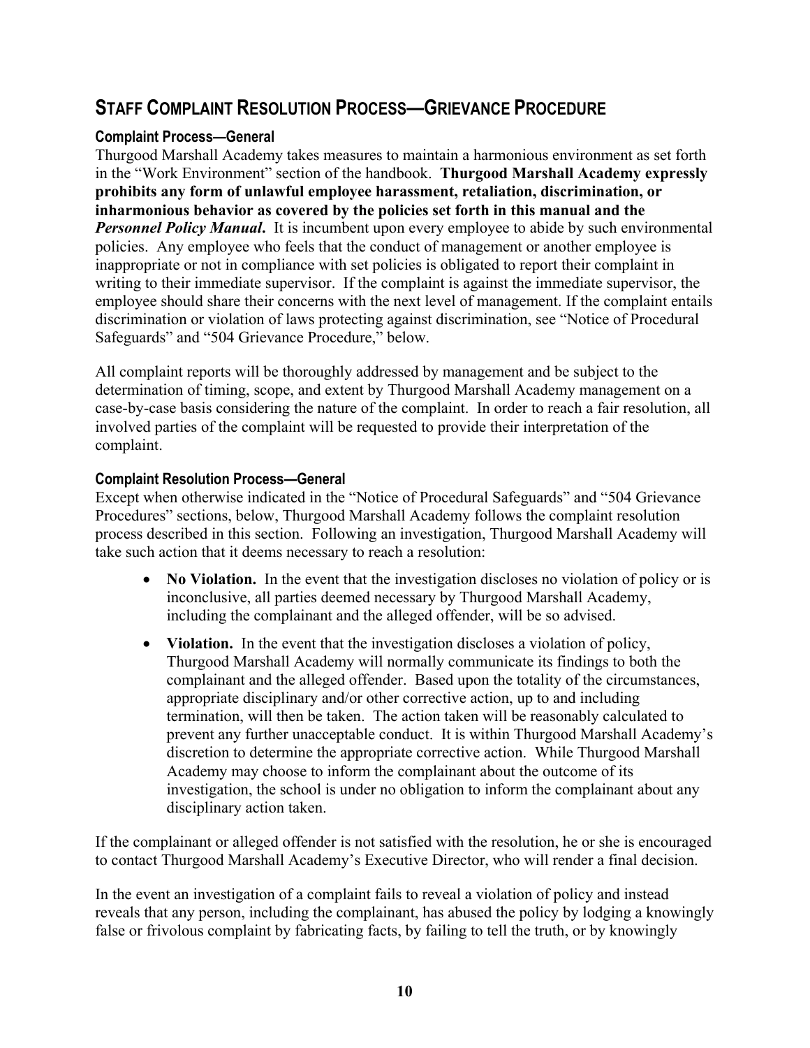## STAFF COMPLAINT RESOLUTION PROCESS—GRIEVANCE PROCEDURE

### Complaint Process—General

Thurgood Marshall Academy takes measures to maintain a harmonious environment as set forth in the "Work Environment" section of the handbook. **Thurgood Marshall Academy expressly prohibits any form of unlawful employee harassment, retaliation, discrimination, or inharmonious behavior as covered by the policies set forth in this manual and the *Personnel Policy Manual*.** It is incumbent upon every employee to abide by such environmental policies. Any employee who feels that the conduct of management or another employee is inappropriate or not in compliance with set policies is obligated to report their complaint in writing to their immediate supervisor. If the complaint is against the immediate supervisor, the employee should share their concerns with the next level of management. If the complaint entails discrimination or violation of laws protecting against discrimination, see "Notice of Procedural Safeguards" and "504 Grievance Procedure," below.

All complaint reports will be thoroughly addressed by management and be subject to the determination of timing, scope, and extent by Thurgood Marshall Academy management on a case-by-case basis considering the nature of the complaint. In order to reach a fair resolution, all involved parties of the complaint will be requested to provide their interpretation of the complaint.

### Complaint Resolution Process—General

Except when otherwise indicated in the "Notice of Procedural Safeguards" and "504 Grievance Procedures" sections, below, Thurgood Marshall Academy follows the complaint resolution process described in this section. Following an investigation, Thurgood Marshall Academy will take such action that it deems necessary to reach a resolution:

- **No Violation.** In the event that the investigation discloses no violation of policy or is inconclusive, all parties deemed necessary by Thurgood Marshall Academy, including the complainant and the alleged offender, will be so advised.
- **Violation.** In the event that the investigation discloses a violation of policy, Thurgood Marshall Academy will normally communicate its findings to both the complainant and the alleged offender. Based upon the totality of the circumstances, appropriate disciplinary and/or other corrective action, up to and including termination, will then be taken. The action taken will be reasonably calculated to prevent any further unacceptable conduct. It is within Thurgood Marshall Academy's discretion to determine the appropriate corrective action. While Thurgood Marshall Academy may choose to inform the complainant about the outcome of its investigation, the school is under no obligation to inform the complainant about any disciplinary action taken.

If the complainant or alleged offender is not satisfied with the resolution, he or she is encouraged to contact Thurgood Marshall Academy's Executive Director, who will render a final decision.

In the event an investigation of a complaint fails to reveal a violation of policy and instead reveals that any person, including the complainant, has abused the policy by lodging a knowingly false or frivolous complaint by fabricating facts, by failing to tell the truth, or by knowingly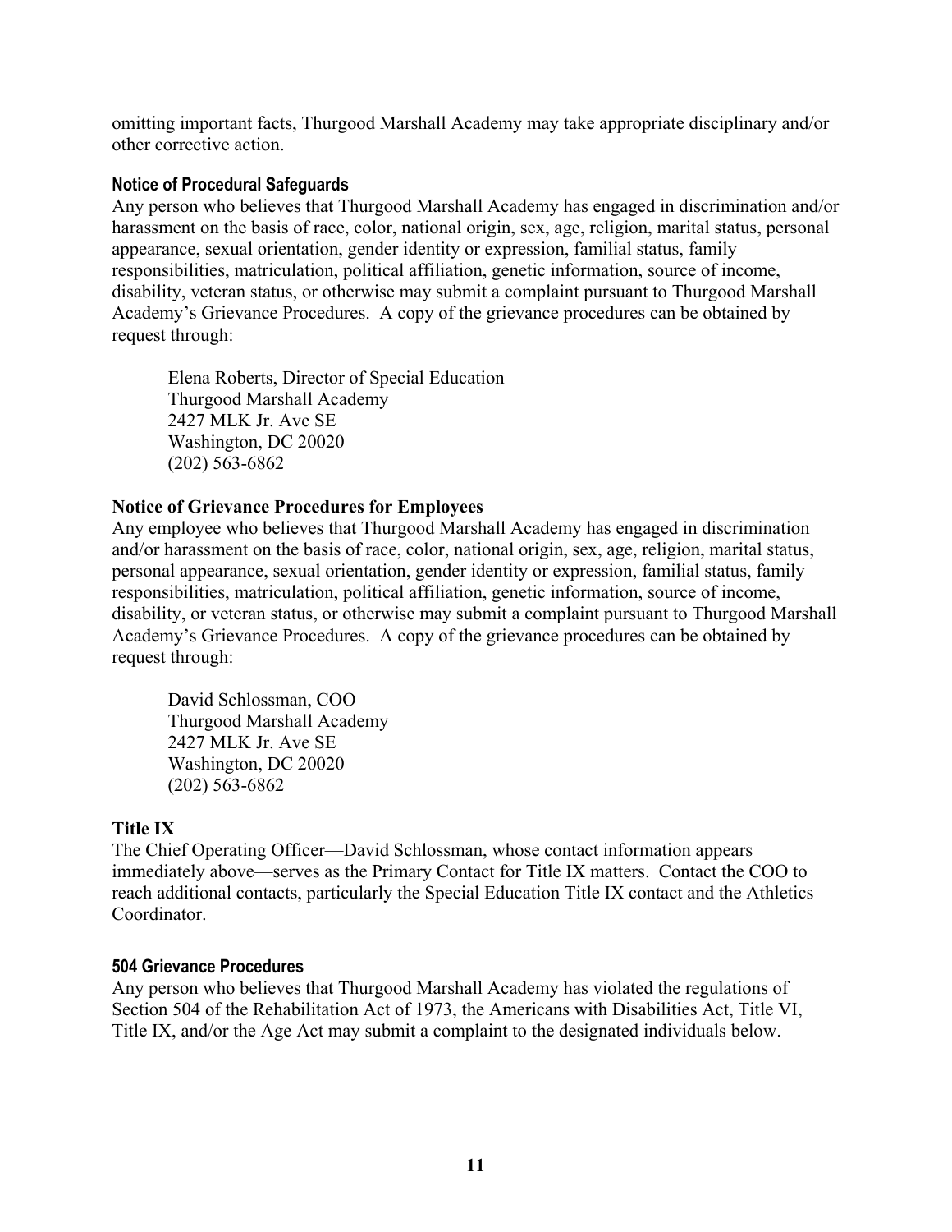omitting important facts, Thurgood Marshall Academy may take appropriate disciplinary and/or other corrective action.

### Notice of Procedural Safeguards

Any person who believes that Thurgood Marshall Academy has engaged in discrimination and/or harassment on the basis of race, color, national origin, sex, age, religion, marital status, personal appearance, sexual orientation, gender identity or expression, familial status, family responsibilities, matriculation, political affiliation, genetic information, source of income, disability, veteran status, or otherwise may submit a complaint pursuant to Thurgood Marshall Academy's Grievance Procedures. A copy of the grievance procedures can be obtained by request through:

Elena Roberts, Director of Special Education
Thurgood Marshall Academy
2427 MLK Jr. Ave SE
Washington, DC 20020
(202) 563-6862

### Notice of Grievance Procedures for Employees

Any employee who believes that Thurgood Marshall Academy has engaged in discrimination and/or harassment on the basis of race, color, national origin, sex, age, religion, marital status, personal appearance, sexual orientation, gender identity or expression, familial status, family responsibilities, matriculation, political affiliation, genetic information, source of income, disability, or veteran status, or otherwise may submit a complaint pursuant to Thurgood Marshall Academy's Grievance Procedures. A copy of the grievance procedures can be obtained by request through:

David Schlossman, COO
Thurgood Marshall Academy
2427 MLK Jr. Ave SE
Washington, DC 20020
(202) 563-6862

### Title IX

The Chief Operating Officer—David Schlossman, whose contact information appears immediately above—serves as the Primary Contact for Title IX matters. Contact the COO to reach additional contacts, particularly the Special Education Title IX contact and the Athletics Coordinator.

### 504 Grievance Procedures

Any person who believes that Thurgood Marshall Academy has violated the regulations of Section 504 of the Rehabilitation Act of 1973, the Americans with Disabilities Act, Title VI, Title IX, and/or the Age Act may submit a complaint to the designated individuals below.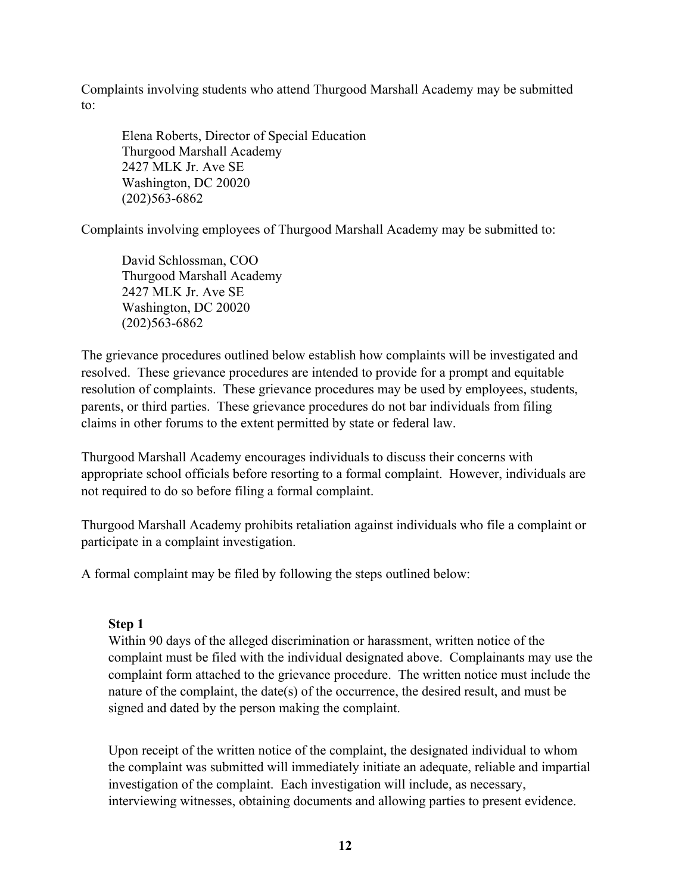Complaints involving students who attend Thurgood Marshall Academy may be submitted to:

Elena Roberts, Director of Special Education  
Thurgood Marshall Academy  
2427 MLK Jr. Ave SE  
Washington, DC 20020  
(202)563-6862

Complaints involving employees of Thurgood Marshall Academy may be submitted to:

David Schlossman, COO  
Thurgood Marshall Academy  
2427 MLK Jr. Ave SE  
Washington, DC 20020  
(202)563-6862

The grievance procedures outlined below establish how complaints will be investigated and resolved. These grievance procedures are intended to provide for a prompt and equitable resolution of complaints. These grievance procedures may be used by employees, students, parents, or third parties. These grievance procedures do not bar individuals from filing claims in other forums to the extent permitted by state or federal law.

Thurgood Marshall Academy encourages individuals to discuss their concerns with appropriate school officials before resorting to a formal complaint. However, individuals are not required to do so before filing a formal complaint.

Thurgood Marshall Academy prohibits retaliation against individuals who file a complaint or participate in a complaint investigation.

A formal complaint may be filed by following the steps outlined below:

**Step 1**

Within 90 days of the alleged discrimination or harassment, written notice of the complaint must be filed with the individual designated above. Complainants may use the complaint form attached to the grievance procedure. The written notice must include the nature of the complaint, the date(s) of the occurrence, the desired result, and must be signed and dated by the person making the complaint.

Upon receipt of the written notice of the complaint, the designated individual to whom the complaint was submitted will immediately initiate an adequate, reliable and impartial investigation of the complaint. Each investigation will include, as necessary, interviewing witnesses, obtaining documents and allowing parties to present evidence.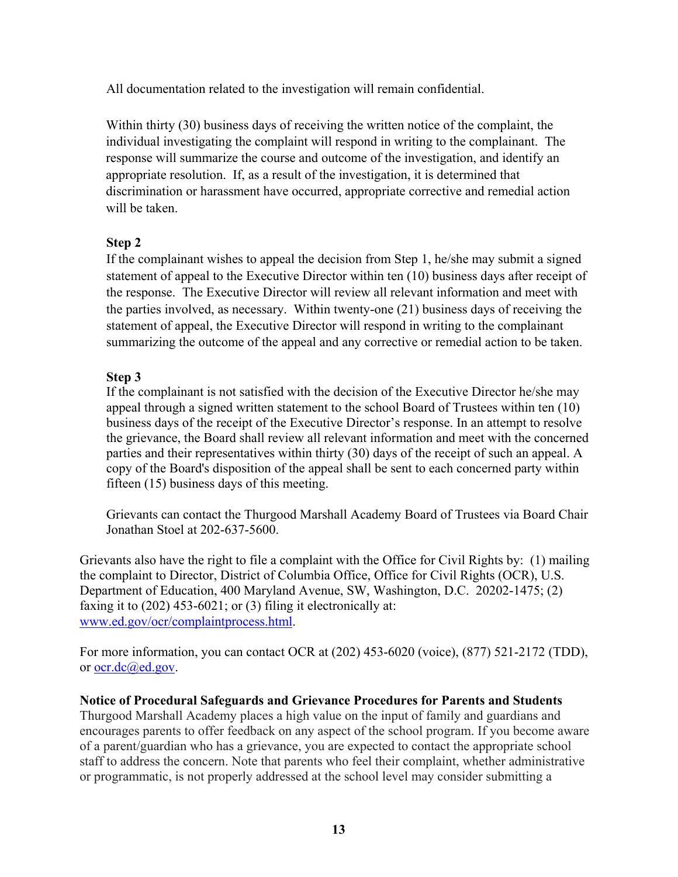All documentation related to the investigation will remain confidential.

Within thirty (30) business days of receiving the written notice of the complaint, the individual investigating the complaint will respond in writing to the complainant. The response will summarize the course and outcome of the investigation, and identify an appropriate resolution. If, as a result of the investigation, it is determined that discrimination or harassment have occurred, appropriate corrective and remedial action will be taken.

**Step 2**

If the complainant wishes to appeal the decision from Step 1, he/she may submit a signed statement of appeal to the Executive Director within ten (10) business days after receipt of the response. The Executive Director will review all relevant information and meet with the parties involved, as necessary. Within twenty-one (21) business days of receiving the statement of appeal, the Executive Director will respond in writing to the complainant summarizing the outcome of the appeal and any corrective or remedial action to be taken.

**Step 3**

If the complainant is not satisfied with the decision of the Executive Director he/she may appeal through a signed written statement to the school Board of Trustees within ten (10) business days of the receipt of the Executive Director's response. In an attempt to resolve the grievance, the Board shall review all relevant information and meet with the concerned parties and their representatives within thirty (30) days of the receipt of such an appeal. A copy of the Board's disposition of the appeal shall be sent to each concerned party within fifteen (15) business days of this meeting.

Grievants can contact the Thurgood Marshall Academy Board of Trustees via Board Chair Jonathan Stoel at 202-637-5600.

Grievants also have the right to file a complaint with the Office for Civil Rights by: (1) mailing the complaint to Director, District of Columbia Office, Office for Civil Rights (OCR), U.S. Department of Education, 400 Maryland Avenue, SW, Washington, D.C. 20202-1475; (2) faxing it to (202) 453-6021; or (3) filing it electronically at: www.ed.gov/ocr/complaintprocess.html.

For more information, you can contact OCR at (202) 453-6020 (voice), (877) 521-2172 (TDD), or ocr.dc@ed.gov.

**Notice of Procedural Safeguards and Grievance Procedures for Parents and Students**

Thurgood Marshall Academy places a high value on the input of family and guardians and encourages parents to offer feedback on any aspect of the school program. If you become aware of a parent/guardian who has a grievance, you are expected to contact the appropriate school staff to address the concern. Note that parents who feel their complaint, whether administrative or programmatic, is not properly addressed at the school level may consider submitting a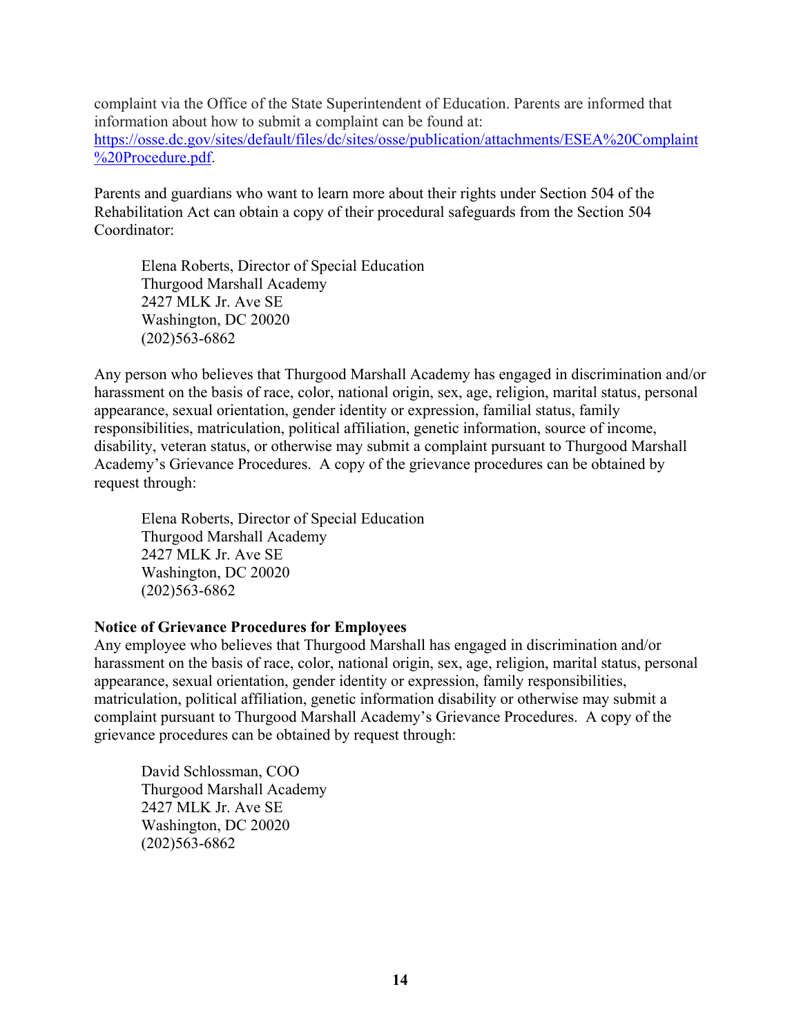complaint via the Office of the State Superintendent of Education. Parents are informed that information about how to submit a complaint can be found at: [https://osse.dc.gov/sites/default/files/dc/sites/osse/publication/attachments/ESEA%20Complaint%20Procedure.pdf](https://osse.dc.gov/sites/default/files/dc/sites/osse/publication/attachments/ESEA%20Complaint%20Procedure.pdf).

Parents and guardians who want to learn more about their rights under Section 504 of the Rehabilitation Act can obtain a copy of their procedural safeguards from the Section 504 Coordinator:

Elena Roberts, Director of Special Education  
Thurgood Marshall Academy  
2427 MLK Jr. Ave SE  
Washington, DC 20020  
(202)563-6862

Any person who believes that Thurgood Marshall Academy has engaged in discrimination and/or harassment on the basis of race, color, national origin, sex, age, religion, marital status, personal appearance, sexual orientation, gender identity or expression, familial status, family responsibilities, matriculation, political affiliation, genetic information, source of income, disability, veteran status, or otherwise may submit a complaint pursuant to Thurgood Marshall Academy's Grievance Procedures. A copy of the grievance procedures can be obtained by request through:

Elena Roberts, Director of Special Education  
Thurgood Marshall Academy  
2427 MLK Jr. Ave SE  
Washington, DC 20020  
(202)563-6862

**Notice of Grievance Procedures for Employees**

Any employee who believes that Thurgood Marshall has engaged in discrimination and/or harassment on the basis of race, color, national origin, sex, age, religion, marital status, personal appearance, sexual orientation, gender identity or expression, family responsibilities, matriculation, political affiliation, genetic information disability or otherwise may submit a complaint pursuant to Thurgood Marshall Academy's Grievance Procedures. A copy of the grievance procedures can be obtained by request through:

David Schlossman, COO  
Thurgood Marshall Academy  
2427 MLK Jr. Ave SE  
Washington, DC 20020  
(202)563-6862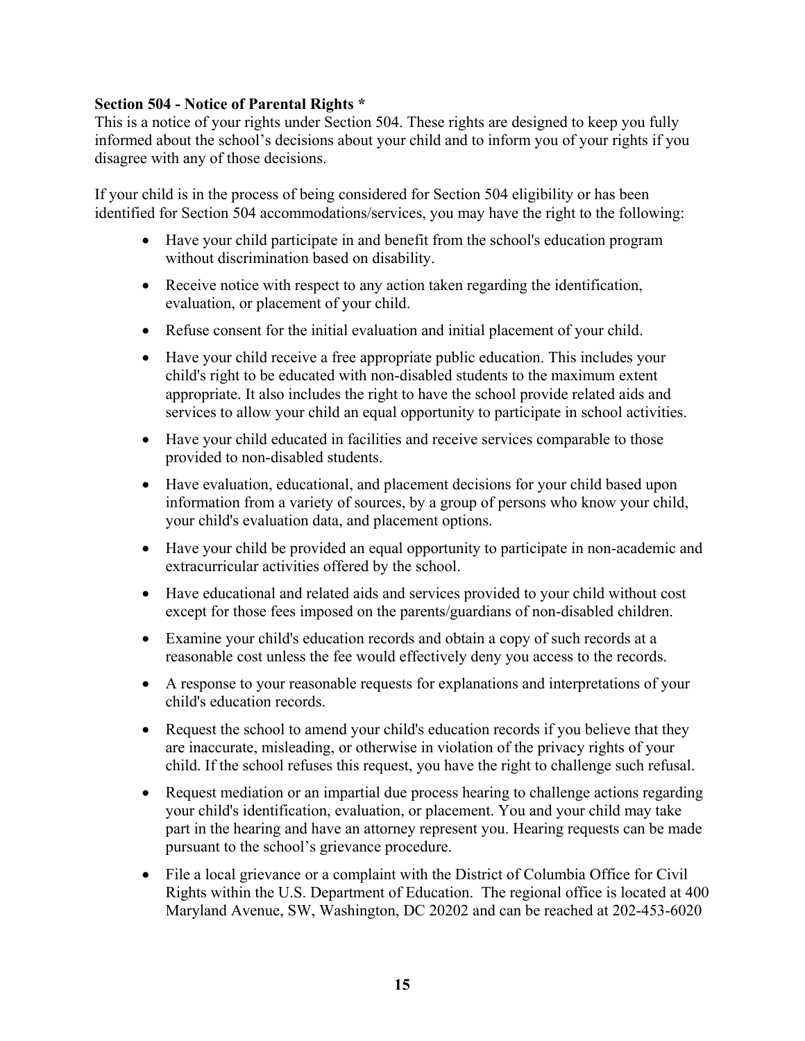**Section 504 - Notice of Parental Rights ***

This is a notice of your rights under Section 504. These rights are designed to keep you fully informed about the school's decisions about your child and to inform you of your rights if you disagree with any of those decisions.

If your child is in the process of being considered for Section 504 eligibility or has been identified for Section 504 accommodations/services, you may have the right to the following:

- Have your child participate in and benefit from the school's education program without discrimination based on disability.
- Receive notice with respect to any action taken regarding the identification, evaluation, or placement of your child.
- Refuse consent for the initial evaluation and initial placement of your child.
- Have your child receive a free appropriate public education. This includes your child's right to be educated with non-disabled students to the maximum extent appropriate. It also includes the right to have the school provide related aids and services to allow your child an equal opportunity to participate in school activities.
- Have your child educated in facilities and receive services comparable to those provided to non-disabled students.
- Have evaluation, educational, and placement decisions for your child based upon information from a variety of sources, by a group of persons who know your child, your child's evaluation data, and placement options.
- Have your child be provided an equal opportunity to participate in non-academic and extracurricular activities offered by the school.
- Have educational and related aids and services provided to your child without cost except for those fees imposed on the parents/guardians of non-disabled children.
- Examine your child's education records and obtain a copy of such records at a reasonable cost unless the fee would effectively deny you access to the records.
- A response to your reasonable requests for explanations and interpretations of your child's education records.
- Request the school to amend your child's education records if you believe that they are inaccurate, misleading, or otherwise in violation of the privacy rights of your child. If the school refuses this request, you have the right to challenge such refusal.
- Request mediation or an impartial due process hearing to challenge actions regarding your child's identification, evaluation, or placement. You and your child may take part in the hearing and have an attorney represent you. Hearing requests can be made pursuant to the school's grievance procedure.
- File a local grievance or a complaint with the District of Columbia Office for Civil Rights within the U.S. Department of Education. The regional office is located at 400 Maryland Avenue, SW, Washington, DC 20202 and can be reached at 202-453-6020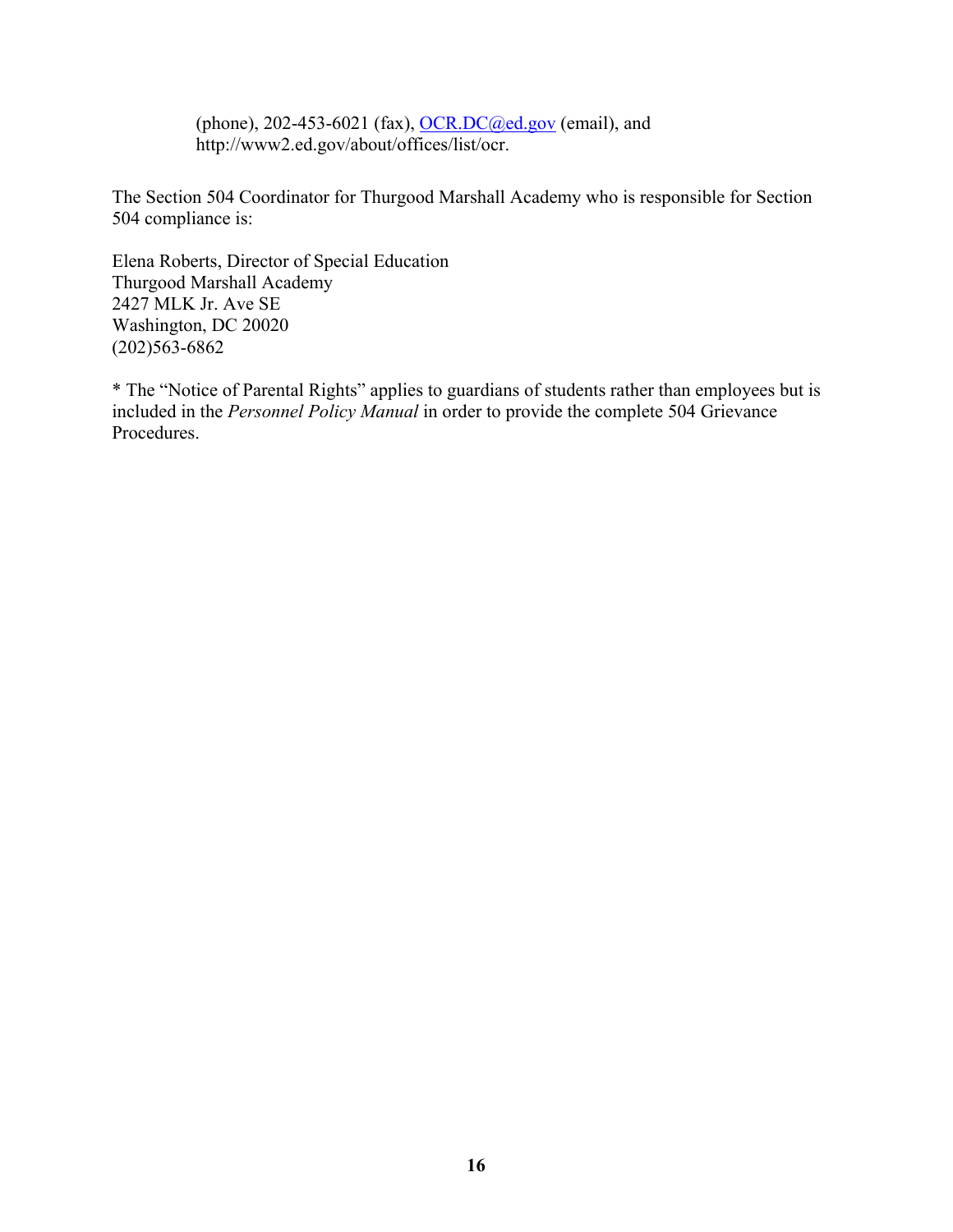(phone), 202-453-6021 (fax), OCR.DC@ed.gov (email), and http://www2.ed.gov/about/offices/list/ocr.

The Section 504 Coordinator for Thurgood Marshall Academy who is responsible for Section 504 compliance is:

Elena Roberts, Director of Special Education
Thurgood Marshall Academy
2427 MLK Jr. Ave SE
Washington, DC 20020
(202)563-6862

* The "Notice of Parental Rights" applies to guardians of students rather than employees but is included in the *Personnel Policy Manual* in order to provide the complete 504 Grievance Procedures.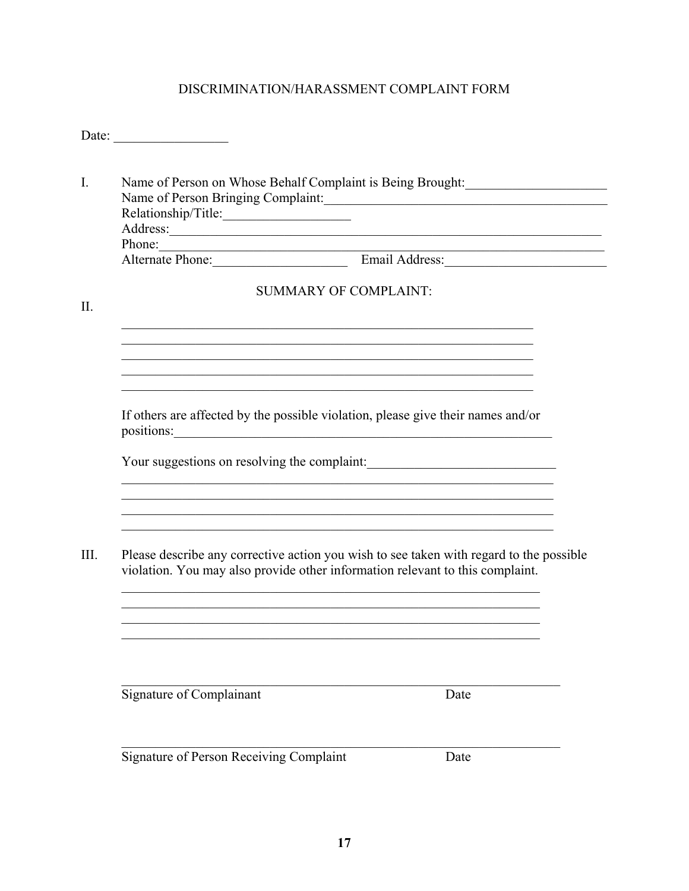# DISCRIMINATION/HARASSMENT COMPLAINT FORM

Date: _________________

I. Name of Person on Whose Behalf Complaint is Being Brought:_____________________
Name of Person Bringing Complaint:___________________________________________
Relationship/Title:___________________
Address:_________________________________________________________________
Phone:___________________________________________________________________
Alternate Phone:____________________ Email Address:________________________

II. SUMMARY OF COMPLAINT:

_______________________________________________________________
_______________________________________________________________
_______________________________________________________________
_______________________________________________________________
_______________________________________________________________

If others are affected by the possible violation, please give their names and/or positions:__________________________________________________________

Your suggestions on resolving the complaint:____________________________
_________________________________________________________________
_________________________________________________________________
_________________________________________________________________
_________________________________________________________________

III. Please describe any corrective action you wish to see taken with regard to the possible violation. You may also provide other information relevant to this complaint.

_________________________________________________________________
_________________________________________________________________
_________________________________________________________________
_________________________________________________________________

_____________________________________________________________________
Signature of Complainant Date

_____________________________________________________________________
Signature of Person Receiving Complaint Date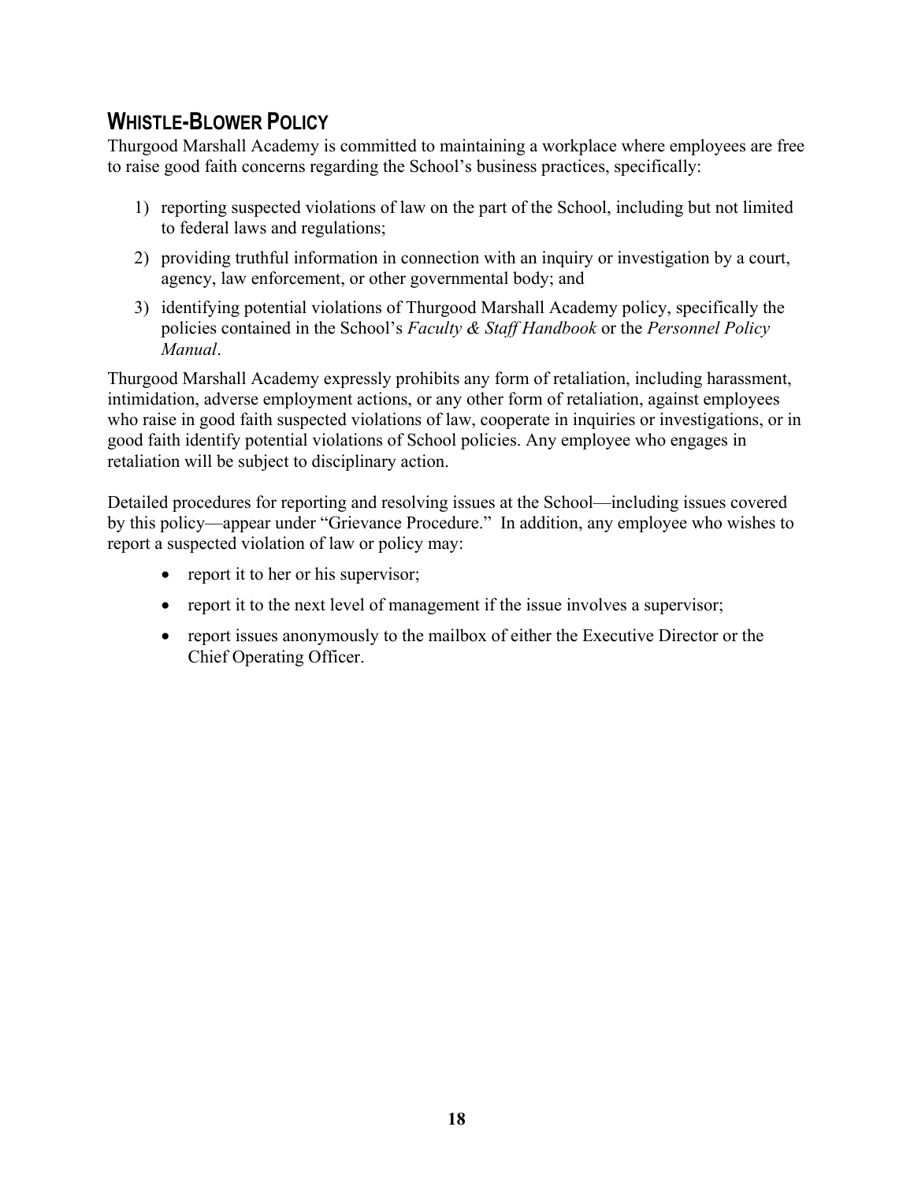## WHISTLE-BLOWER POLICY

Thurgood Marshall Academy is committed to maintaining a workplace where employees are free to raise good faith concerns regarding the School's business practices, specifically:

1) reporting suspected violations of law on the part of the School, including but not limited to federal laws and regulations;
2) providing truthful information in connection with an inquiry or investigation by a court, agency, law enforcement, or other governmental body; and
3) identifying potential violations of Thurgood Marshall Academy policy, specifically the policies contained in the School's *Faculty & Staff Handbook* or the *Personnel Policy Manual*.

Thurgood Marshall Academy expressly prohibits any form of retaliation, including harassment, intimidation, adverse employment actions, or any other form of retaliation, against employees who raise in good faith suspected violations of law, cooperate in inquiries or investigations, or in good faith identify potential violations of School policies. Any employee who engages in retaliation will be subject to disciplinary action.

Detailed procedures for reporting and resolving issues at the School—including issues covered by this policy—appear under "Grievance Procedure." In addition, any employee who wishes to report a suspected violation of law or policy may:

- report it to her or his supervisor;
- report it to the next level of management if the issue involves a supervisor;
- report issues anonymously to the mailbox of either the Executive Director or the Chief Operating Officer.